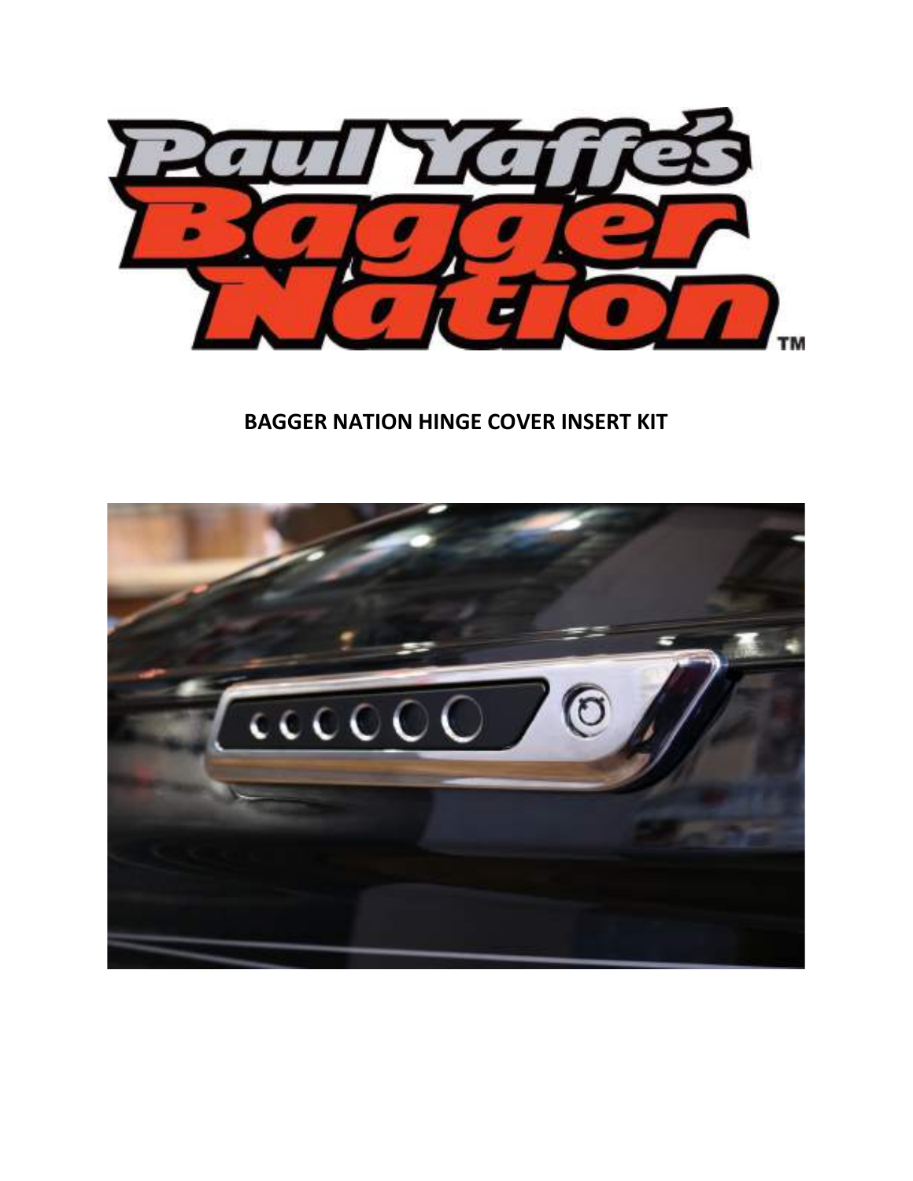# Paul Yaffe's Bagger Nation™

## BAGGER NATION HINGE COVER INSERT KIT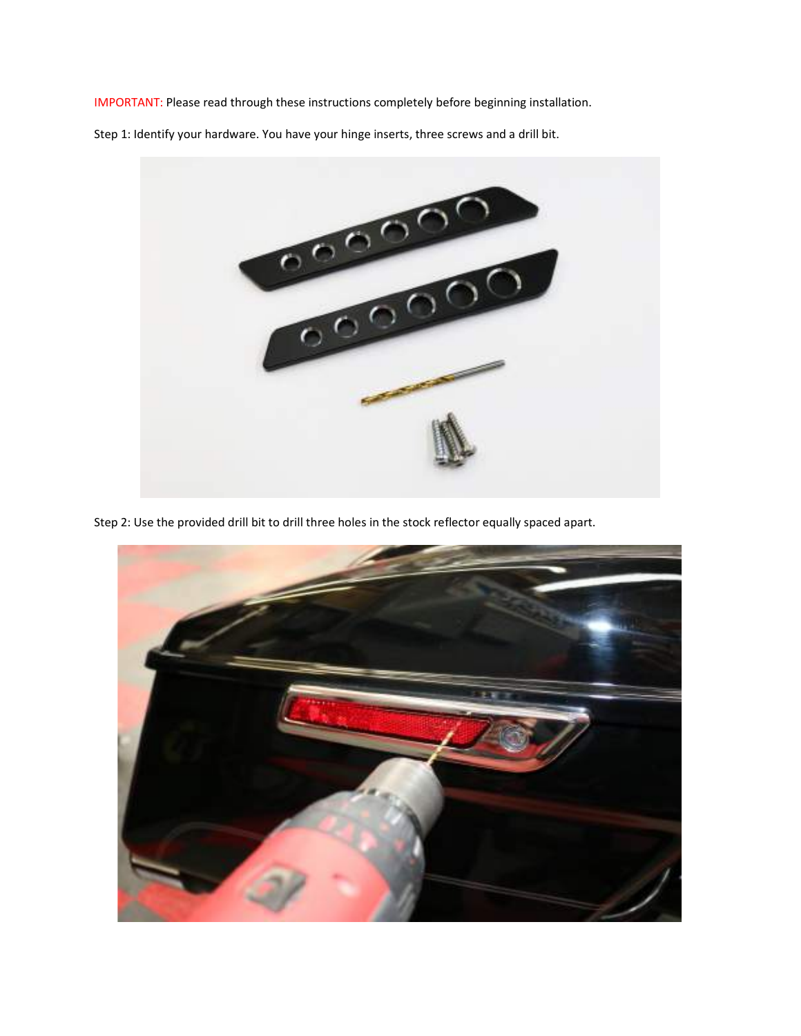IMPORTANT: Please read through these instructions completely before beginning installation.

Step 1: Identify your hardware. You have your hinge inserts, three screws and a drill bit.

Step 2: Use the provided drill bit to drill three holes in the stock reflector equally spaced apart.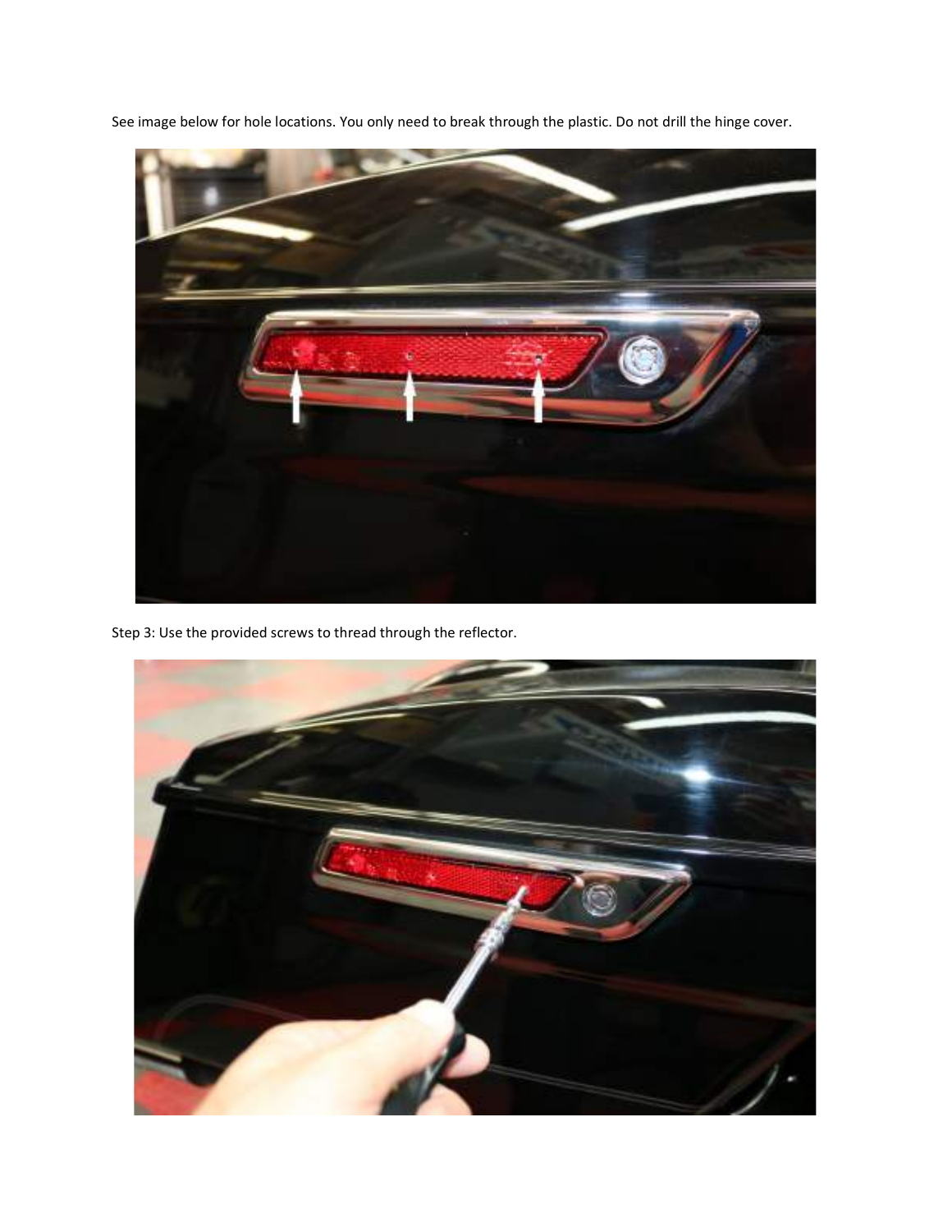See image below for hole locations. You only need to break through the plastic. Do not drill the hinge cover.

Step 3: Use the provided screws to thread through the reflector.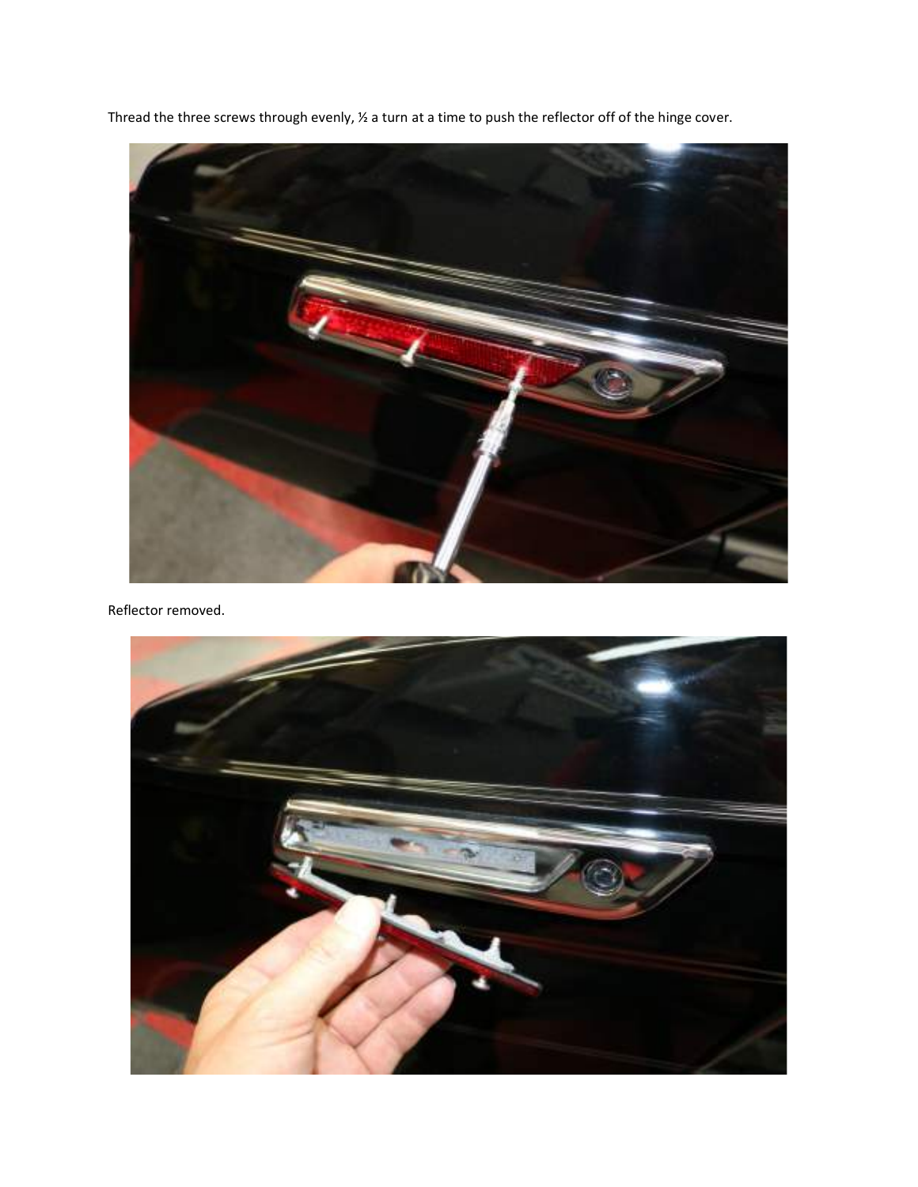Thread the three screws through evenly, ½ a turn at a time to push the reflector off of the hinge cover.

Reflector removed.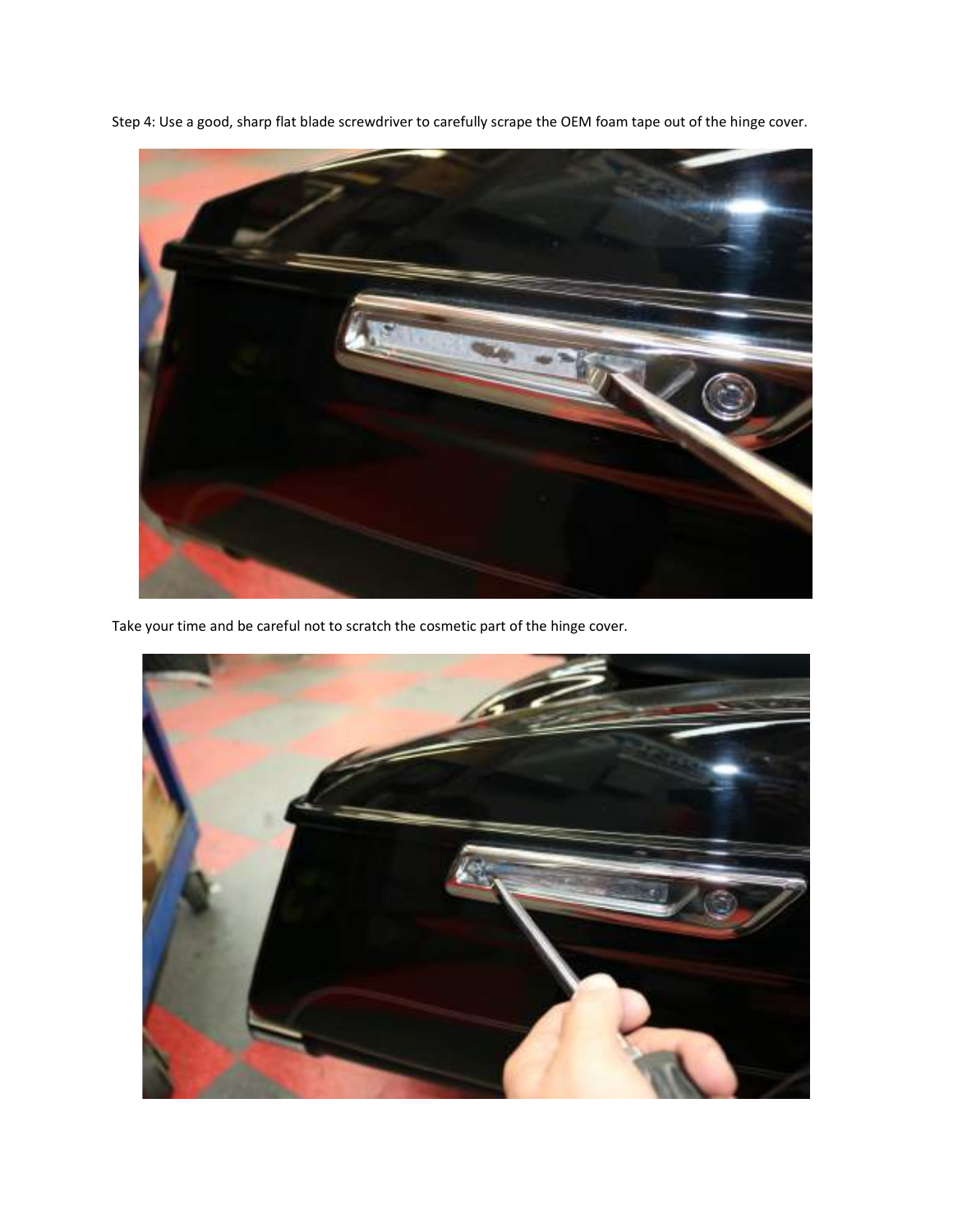Step 4: Use a good, sharp flat blade screwdriver to carefully scrape the OEM foam tape out of the hinge cover.

Take your time and be careful not to scratch the cosmetic part of the hinge cover.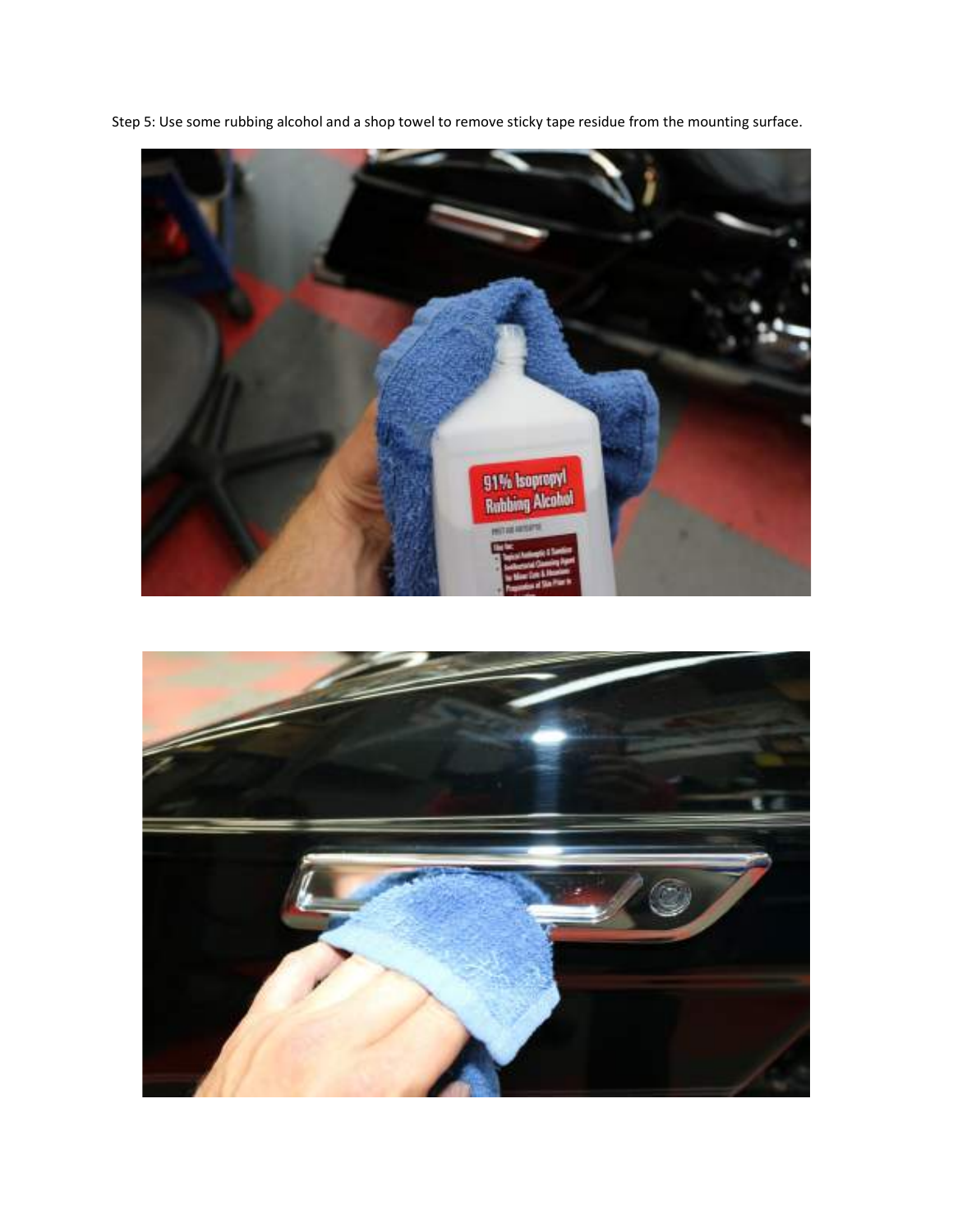Step 5: Use some rubbing alcohol and a shop towel to remove sticky tape residue from the mounting surface.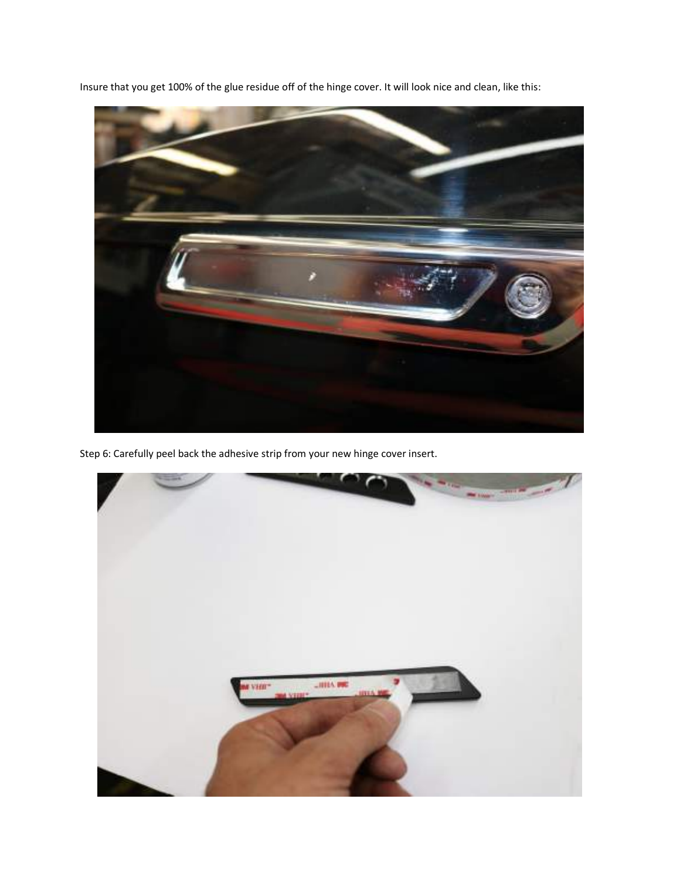Insure that you get 100% of the glue residue off of the hinge cover. It will look nice and clean, like this:

Step 6: Carefully peel back the adhesive strip from your new hinge cover insert.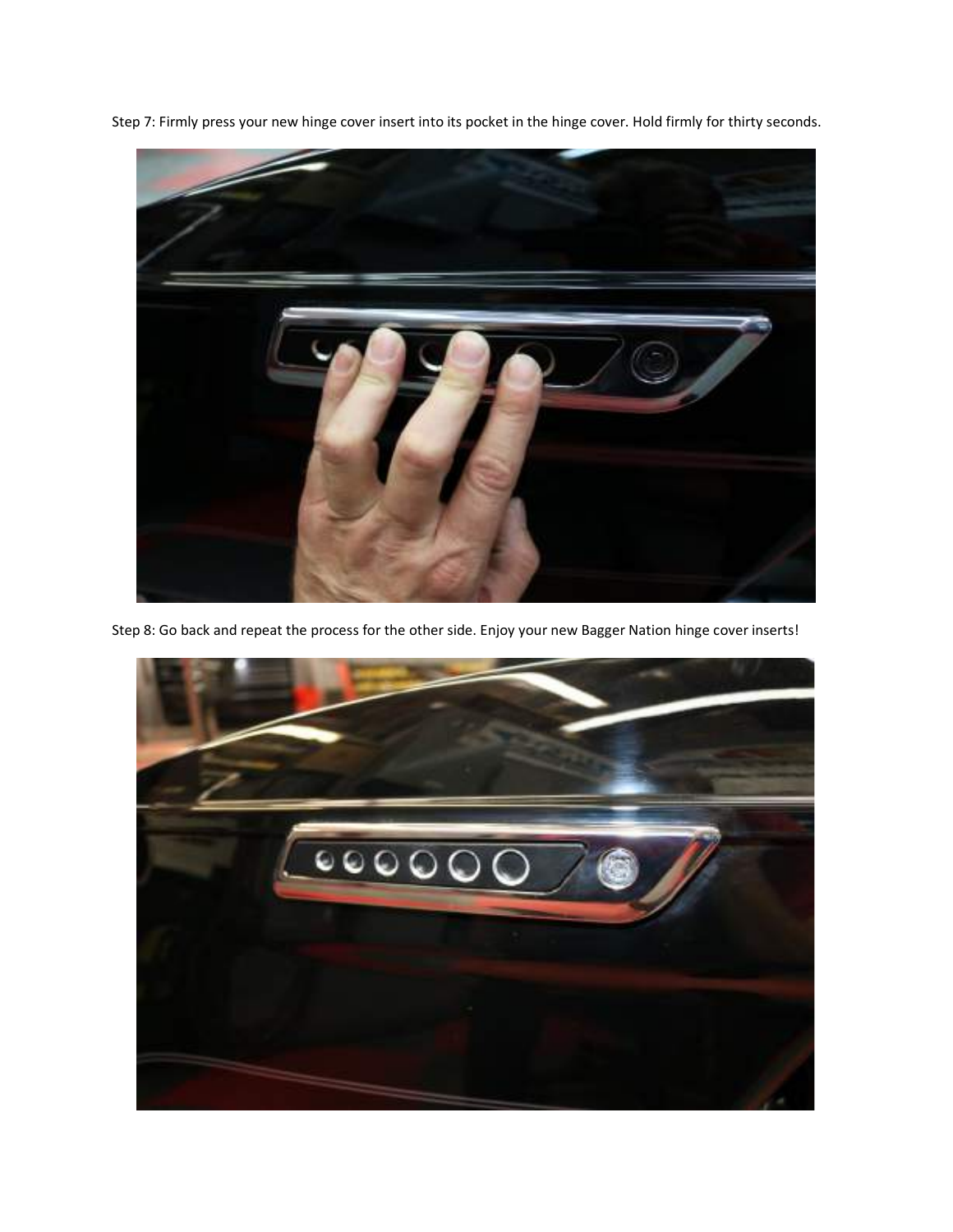Step 7: Firmly press your new hinge cover insert into its pocket in the hinge cover. Hold firmly for thirty seconds.

Step 8: Go back and repeat the process for the other side. Enjoy your new Bagger Nation hinge cover inserts!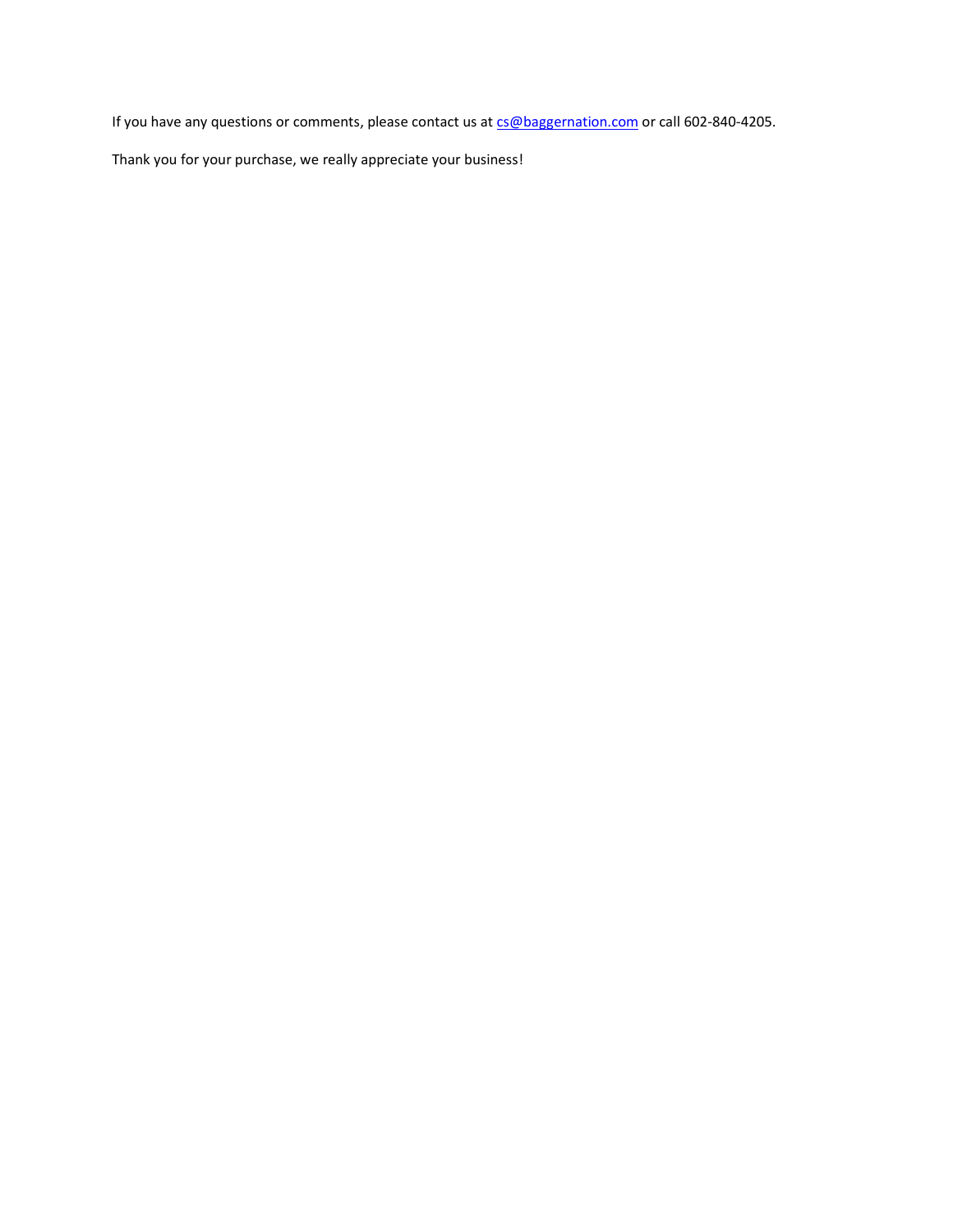If you have any questions or comments, please contact us at cs@baggernation.com or call 602-840-4205.

Thank you for your purchase, we really appreciate your business!